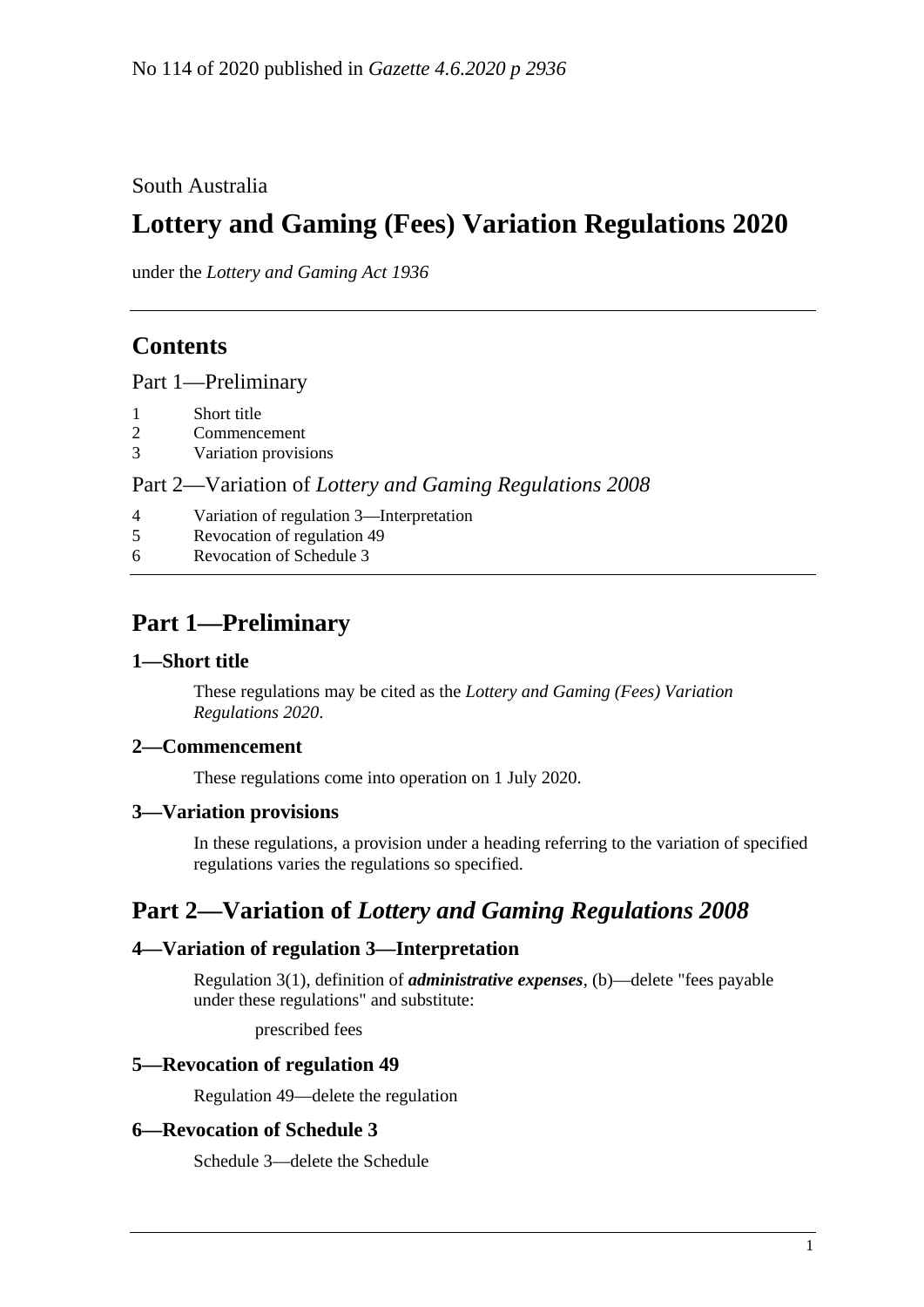No 114 of 2020 published in *Gazette 4.6.2020 p 2936*

South Australia

# Lottery and Gaming (Fees) Variation Regulations 2020

under the *Lottery and Gaming Act 1936*

## Contents

Part 1—Preliminary

1 Short title
2 Commencement
3 Variation provisions

Part 2—Variation of *Lottery and Gaming Regulations 2008*

4 Variation of regulation 3—Interpretation
5 Revocation of regulation 49
6 Revocation of Schedule 3

## Part 1—Preliminary

### 1—Short title

These regulations may be cited as the *Lottery and Gaming (Fees) Variation Regulations 2020*.

### 2—Commencement

These regulations come into operation on 1 July 2020.

### 3—Variation provisions

In these regulations, a provision under a heading referring to the variation of specified regulations varies the regulations so specified.

## Part 2—Variation of *Lottery and Gaming Regulations 2008*

### 4—Variation of regulation 3—Interpretation

Regulation 3(1), definition of ***administrative expenses***, (b)—delete "fees payable under these regulations" and substitute:

prescribed fees

### 5—Revocation of regulation 49

Regulation 49—delete the regulation

### 6—Revocation of Schedule 3

Schedule 3—delete the Schedule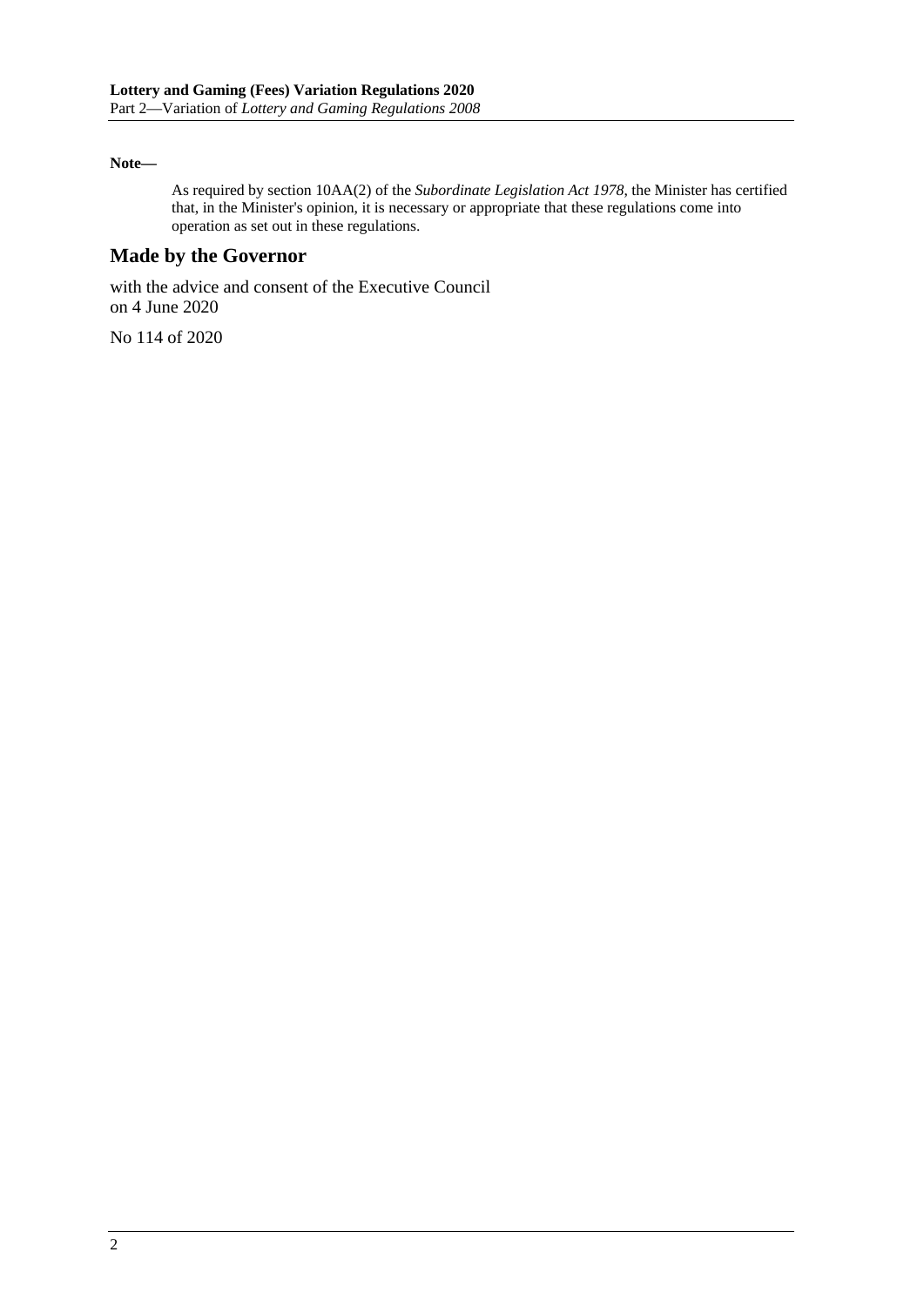**Note—**

> As required by section 10AA(2) of the *Subordinate Legislation Act 1978*, the Minister has certified that, in the Minister's opinion, it is necessary or appropriate that these regulations come into operation as set out in these regulations.

## Made by the Governor

with the advice and consent of the Executive Council
on 4 June 2020

No 114 of 2020